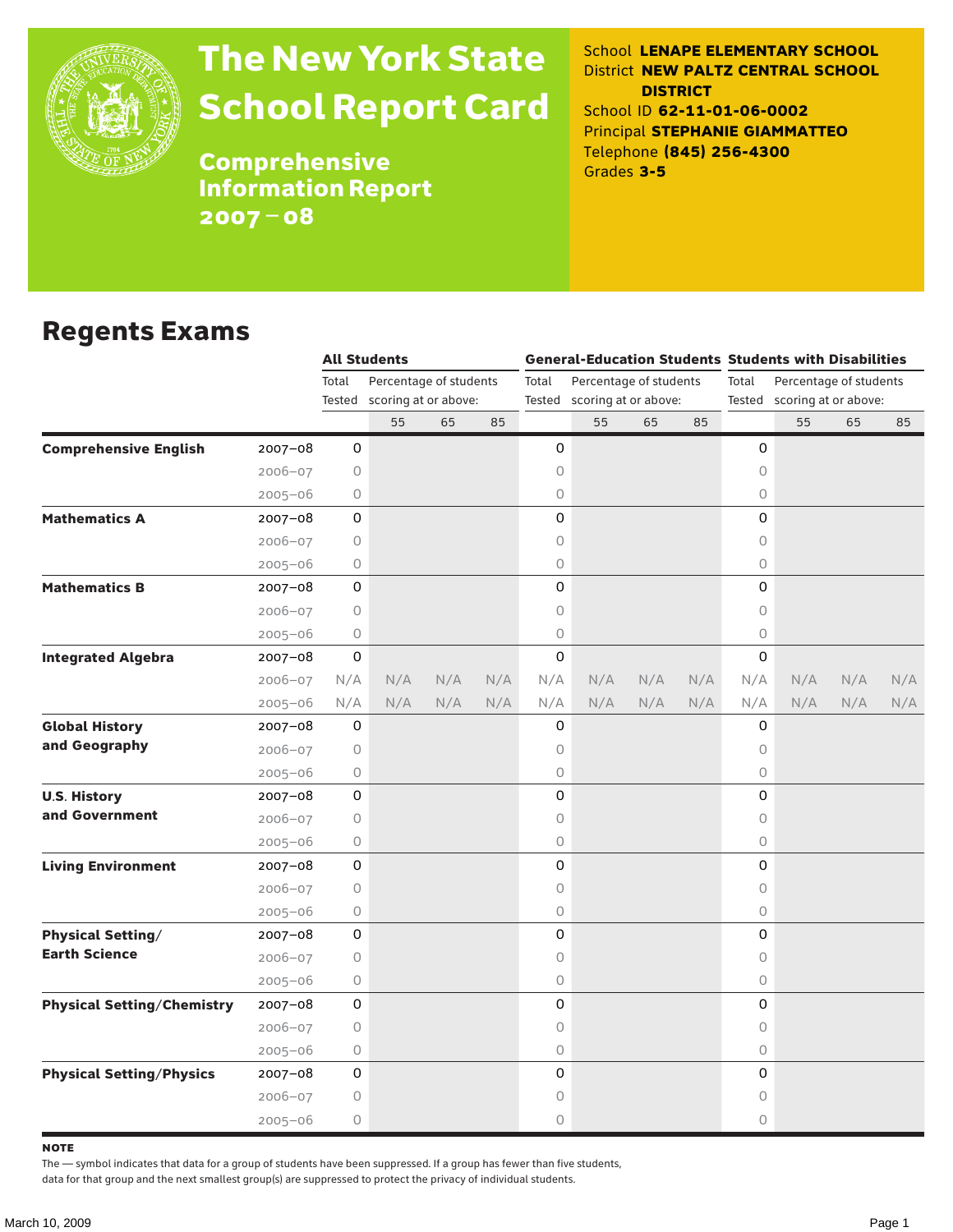# The New York State School Report Card

## Comprehensive Information Report 2007–08

School **LENAPE ELEMENTARY SCHOOL**
District **NEW PALTZ CENTRAL SCHOOL DISTRICT**
School ID **62-11-01-06-0002**
Principal **STEPHANIE GIAMMATTEO**
Telephone **(845) 256-4300**
Grades **3-5**

## Regents Exams

| | | All Students | | | | General-Education Students | | | | Students with Disabilities | | | |
|---|---|---|---|---|---|---|---|---|---|---|---|---|---|
| | | Total Tested | Percentage of students scoring at or above: | | | Total Tested | Percentage of students scoring at or above: | | | Total Tested | Percentage of students scoring at or above: | | |
| | | | 55 | 65 | 85 | | 55 | 65 | 85 | | 55 | 65 | 85 |
| **Comprehensive English** | 2007–08 | 0 | | | | 0 | | | | 0 | | | |
| | 2006–07 | 0 | | | | 0 | | | | 0 | | | |
| | 2005–06 | 0 | | | | 0 | | | | 0 | | | |
| **Mathematics A** | 2007–08 | 0 | | | | 0 | | | | 0 | | | |
| | 2006–07 | 0 | | | | 0 | | | | 0 | | | |
| | 2005–06 | 0 | | | | 0 | | | | 0 | | | |
| **Mathematics B** | 2007–08 | 0 | | | | 0 | | | | 0 | | | |
| | 2006–07 | 0 | | | | 0 | | | | 0 | | | |
| | 2005–06 | 0 | | | | 0 | | | | 0 | | | |
| **Integrated Algebra** | 2007–08 | 0 | | | | 0 | | | | 0 | | | |
| | 2006–07 | N/A | N/A | N/A | N/A | N/A | N/A | N/A | N/A | N/A | N/A | N/A | N/A |
| | 2005–06 | N/A | N/A | N/A | N/A | N/A | N/A | N/A | N/A | N/A | N/A | N/A | N/A |
| **Global History and Geography** | 2007–08 | 0 | | | | 0 | | | | 0 | | | |
| | 2006–07 | 0 | | | | 0 | | | | 0 | | | |
| | 2005–06 | 0 | | | | 0 | | | | 0 | | | |
| **U.S. History and Government** | 2007–08 | 0 | | | | 0 | | | | 0 | | | |
| | 2006–07 | 0 | | | | 0 | | | | 0 | | | |
| | 2005–06 | 0 | | | | 0 | | | | 0 | | | |
| **Living Environment** | 2007–08 | 0 | | | | 0 | | | | 0 | | | |
| | 2006–07 | 0 | | | | 0 | | | | 0 | | | |
| | 2005–06 | 0 | | | | 0 | | | | 0 | | | |
| **Physical Setting/ Earth Science** | 2007–08 | 0 | | | | 0 | | | | 0 | | | |
| | 2006–07 | 0 | | | | 0 | | | | 0 | | | |
| | 2005–06 | 0 | | | | 0 | | | | 0 | | | |
| **Physical Setting/Chemistry** | 2007–08 | 0 | | | | 0 | | | | 0 | | | |
| | 2006–07 | 0 | | | | 0 | | | | 0 | | | |
| | 2005–06 | 0 | | | | 0 | | | | 0 | | | |
| **Physical Setting/Physics** | 2007–08 | 0 | | | | 0 | | | | 0 | | | |
| | 2006–07 | 0 | | | | 0 | | | | 0 | | | |
| | 2005–06 | 0 | | | | 0 | | | | 0 | | | |

**NOTE**

The — symbol indicates that data for a group of students have been suppressed. If a group has fewer than five students, data for that group and the next smallest group(s) are suppressed to protect the privacy of individual students.

March 10, 2009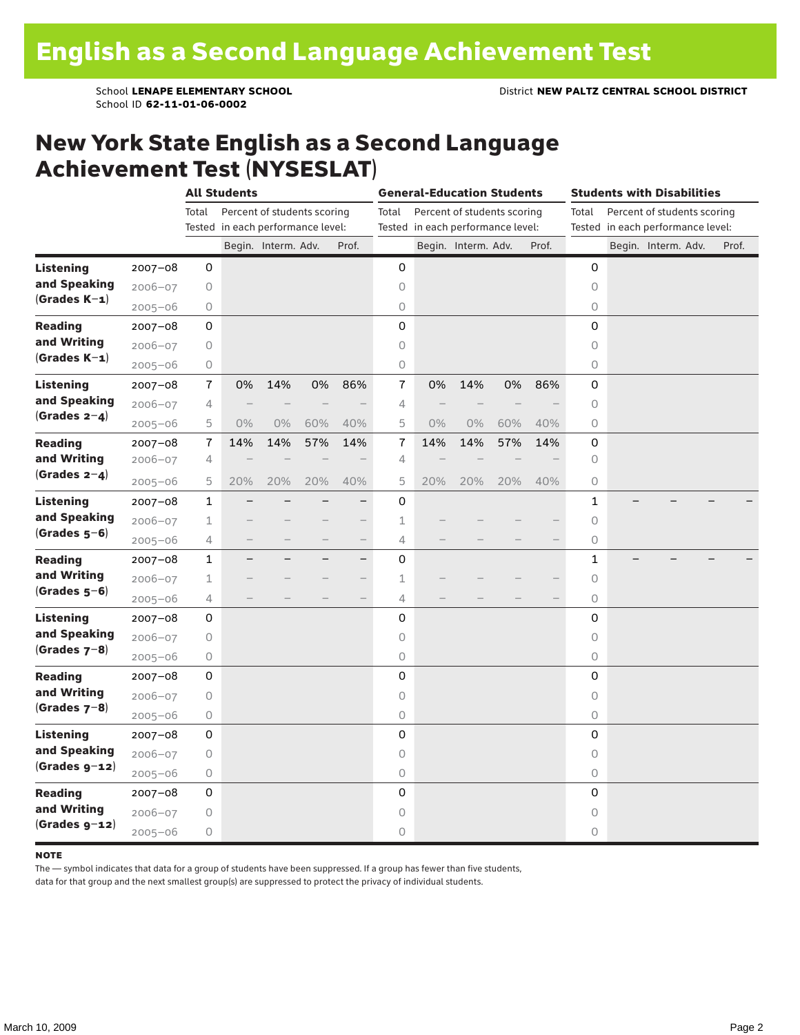# English as a Second Language Achievement Test

School **LENAPE ELEMENTARY SCHOOL**
School ID **62-11-01-06-0002**

District **NEW PALTZ CENTRAL SCHOOL DISTRICT**

## New York State English as a Second Language Achievement Test (NYSESLAT)

| | | All Students | | | | | General-Education Students | | | | | Students with Disabilities | | | | |
|---|---|---|---|---|---|---|---|---|---|---|---|---|---|---|---|---|
| | | Total Tested | Percent of students scoring in each performance level: | | | | Total Tested | Percent of students scoring in each performance level: | | | | Total Tested | Percent of students scoring in each performance level: | | | |
| | | | Begin. | Interm. | Adv. | Prof. | | Begin. | Interm. | Adv. | Prof. | | Begin. | Interm. | Adv. | Prof. |
| **Listening and Speaking (Grades K–1)** | 2007–08 | 0 | | | | | 0 | | | | | 0 | | | | |
| | 2006–07 | 0 | | | | | 0 | | | | | 0 | | | | |
| | 2005–06 | 0 | | | | | 0 | | | | | 0 | | | | |
| **Reading and Writing (Grades K–1)** | 2007–08 | 0 | | | | | 0 | | | | | 0 | | | | |
| | 2006–07 | 0 | | | | | 0 | | | | | 0 | | | | |
| | 2005–06 | 0 | | | | | 0 | | | | | 0 | | | | |
| **Listening and Speaking (Grades 2–4)** | 2007–08 | 7 | 0% | 14% | 0% | 86% | 7 | 0% | 14% | 0% | 86% | 0 | | | | |
| | 2006–07 | 4 | – | – | – | – | 4 | – | – | – | – | 0 | | | | |
| | 2005–06 | 5 | 0% | 0% | 60% | 40% | 5 | 0% | 0% | 60% | 40% | 0 | | | | |
| **Reading and Writing (Grades 2–4)** | 2007–08 | 7 | 14% | 14% | 57% | 14% | 7 | 14% | 14% | 57% | 14% | 0 | | | | |
| | 2006–07 | 4 | – | – | – | – | 4 | – | – | – | – | 0 | | | | |
| | 2005–06 | 5 | 20% | 20% | 20% | 40% | 5 | 20% | 20% | 20% | 40% | 0 | | | | |
| **Listening and Speaking (Grades 5–6)** | 2007–08 | 1 | – | – | – | – | 0 | | | | | 1 | – | – | – | – |
| | 2006–07 | 1 | – | – | – | – | 1 | – | – | – | – | 0 | | | | |
| | 2005–06 | 4 | – | – | – | – | 4 | – | – | – | – | 0 | | | | |
| **Reading and Writing (Grades 5–6)** | 2007–08 | 1 | – | – | – | – | 0 | | | | | 1 | – | – | – | – |
| | 2006–07 | 1 | – | – | – | – | 1 | – | – | – | – | 0 | | | | |
| | 2005–06 | 4 | – | – | – | – | 4 | – | – | – | – | 0 | | | | |
| **Listening and Speaking (Grades 7–8)** | 2007–08 | 0 | | | | | 0 | | | | | 0 | | | | |
| | 2006–07 | 0 | | | | | 0 | | | | | 0 | | | | |
| | 2005–06 | 0 | | | | | 0 | | | | | 0 | | | | |
| **Reading and Writing (Grades 7–8)** | 2007–08 | 0 | | | | | 0 | | | | | 0 | | | | |
| | 2006–07 | 0 | | | | | 0 | | | | | 0 | | | | |
| | 2005–06 | 0 | | | | | 0 | | | | | 0 | | | | |
| **Listening and Speaking (Grades 9–12)** | 2007–08 | 0 | | | | | 0 | | | | | 0 | | | | |
| | 2006–07 | 0 | | | | | 0 | | | | | 0 | | | | |
| | 2005–06 | 0 | | | | | 0 | | | | | 0 | | | | |
| **Reading and Writing (Grades 9–12)** | 2007–08 | 0 | | | | | 0 | | | | | 0 | | | | |
| | 2006–07 | 0 | | | | | 0 | | | | | 0 | | | | |
| | 2005–06 | 0 | | | | | 0 | | | | | 0 | | | | |

**NOTE**

The — symbol indicates that data for a group of students have been suppressed. If a group has fewer than five students, data for that group and the next smallest group(s) are suppressed to protect the privacy of individual students.

March 10, 2009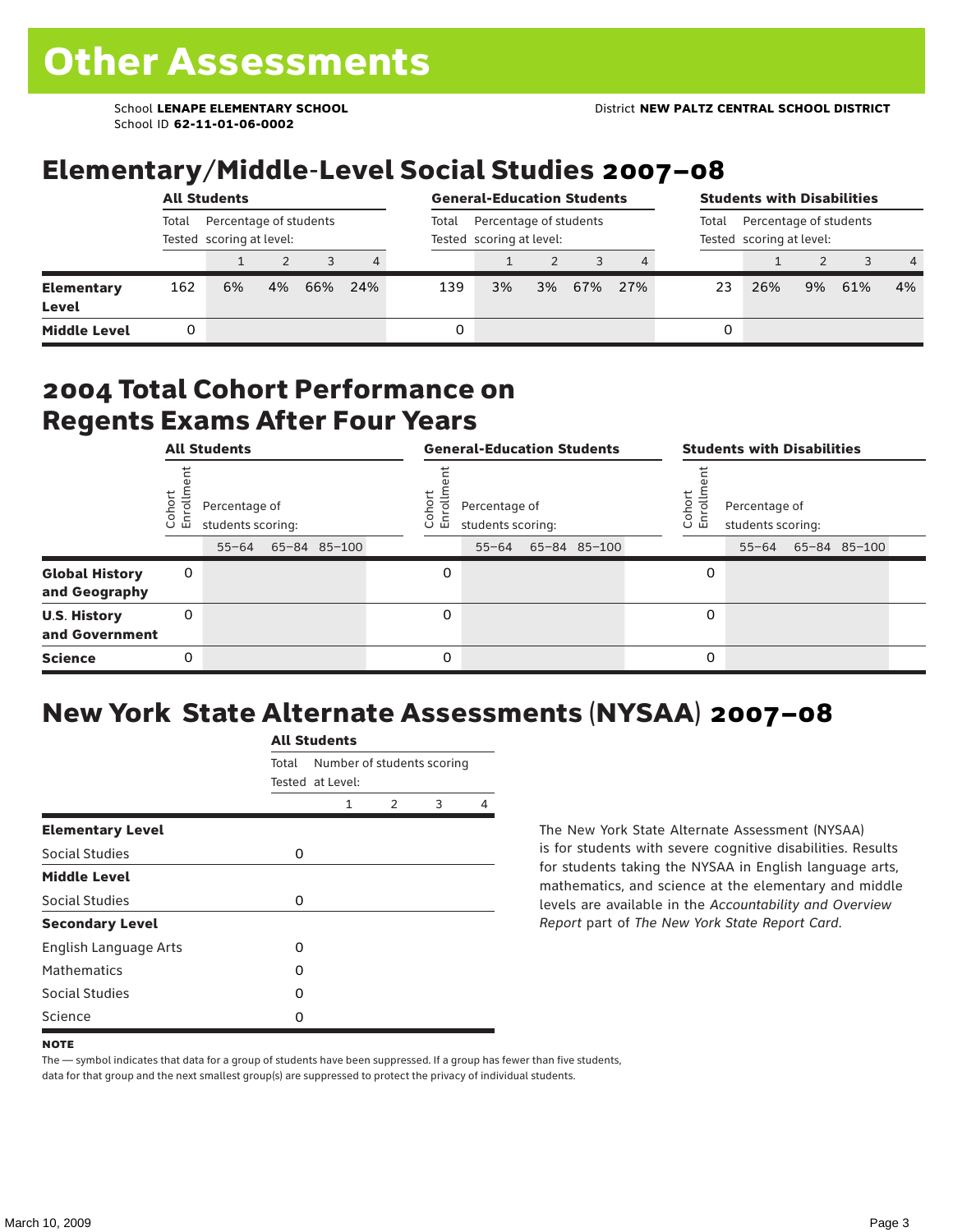# Other Assessments

School **LENAPE ELEMENTARY SCHOOL**
School ID **62-11-01-06-0002**

District **NEW PALTZ CENTRAL SCHOOL DISTRICT**

## Elementary/Middle-Level Social Studies 2007–08

| | All Students | | | | | General-Education Students | | | | | Students with Disabilities | | | | |
|---|---|---|---|---|---|---|---|---|---|---|---|---|---|---|---|
| | Total Tested | Percentage of students scoring at level: | | | | Total Tested | Percentage of students scoring at level: | | | | Total Tested | Percentage of students scoring at level: | | | |
| | | 1 | 2 | 3 | 4 | | 1 | 2 | 3 | 4 | | 1 | 2 | 3 | 4 |
| **Elementary Level** | 162 | 6% | 4% | 66% | 24% | 139 | 3% | 3% | 67% | 27% | 23 | 26% | 9% | 61% | 4% |
| **Middle Level** | 0 | | | | | 0 | | | | | 0 | | | | |

## 2004 Total Cohort Performance on Regents Exams After Four Years

| | All Students | | | | General-Education Students | | | | Students with Disabilities | | | |
|---|---|---|---|---|---|---|---|---|---|---|---|---|
| | Cohort Enrollment | Percentage of students scoring: | | | Cohort Enrollment | Percentage of students scoring: | | | Cohort Enrollment | Percentage of students scoring: | | |
| | | 55–64 | 65–84 | 85–100 | | 55–64 | 65–84 | 85–100 | | 55–64 | 65–84 | 85–100 |
| **Global History and Geography** | 0 | | | | 0 | | | | 0 | | | |
| **U.S. History and Government** | 0 | | | | 0 | | | | 0 | | | |
| **Science** | 0 | | | | 0 | | | | 0 | | | |

## New York State Alternate Assessments (NYSAA) 2007–08

| | All Students | | | | |
|---|---|---|---|---|---|
| | Total Tested | Number of students scoring at Level: | | | |
| | | 1 | 2 | 3 | 4 |
| **Elementary Level** | | | | | |
| Social Studies | 0 | | | | |
| **Middle Level** | | | | | |
| Social Studies | 0 | | | | |
| **Secondary Level** | | | | | |
| English Language Arts | 0 | | | | |
| Mathematics | 0 | | | | |
| Social Studies | 0 | | | | |
| Science | 0 | | | | |

The New York State Alternate Assessment (NYSAA) is for students with severe cognitive disabilities. Results for students taking the NYSAA in English language arts, mathematics, and science at the elementary and middle levels are available in the *Accountability and Overview Report* part of *The New York State Report Card*.

**NOTE**

The — symbol indicates that data for a group of students have been suppressed. If a group has fewer than five students, data for that group and the next smallest group(s) are suppressed to protect the privacy of individual students.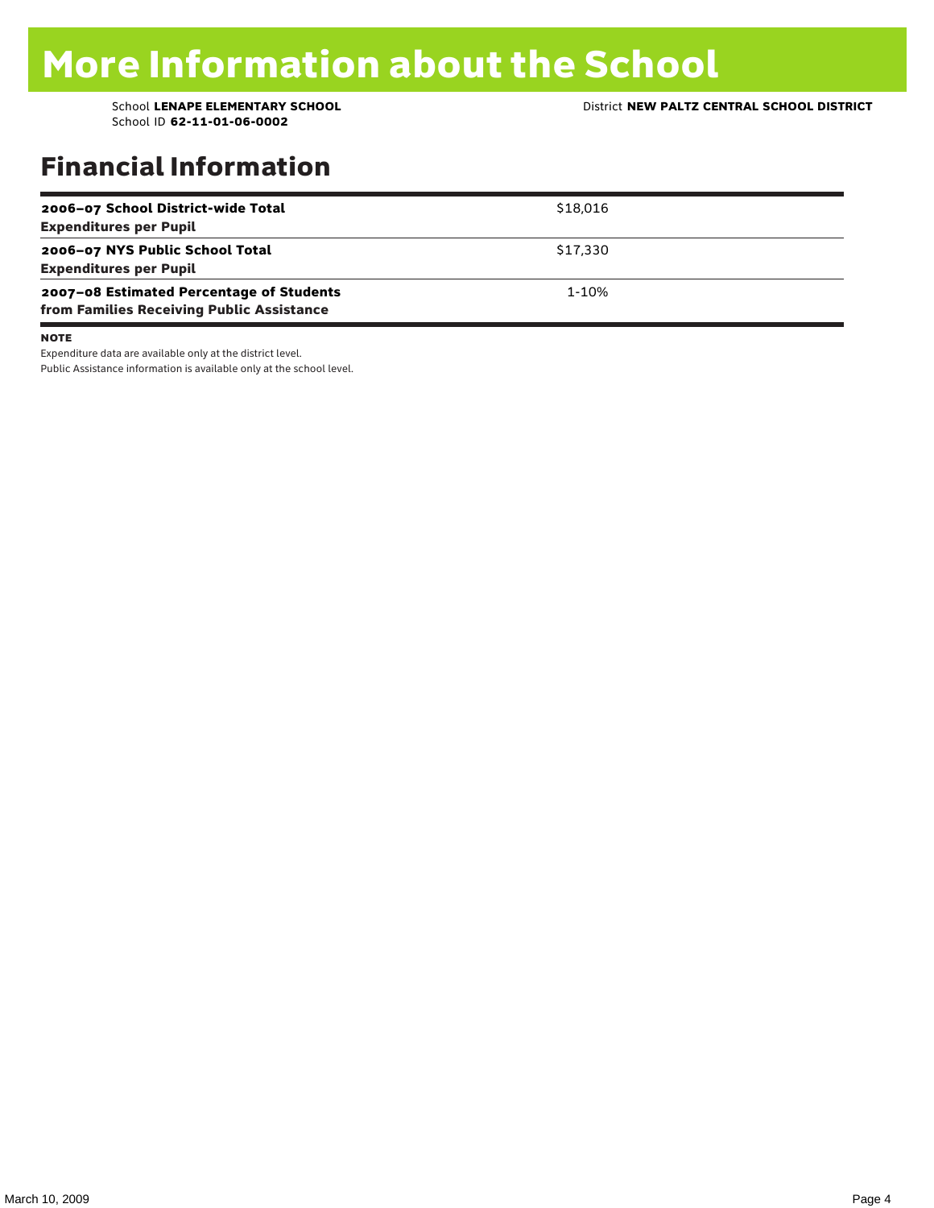# More Information about the School

School **LENAPE ELEMENTARY SCHOOL**
School ID **62-11-01-06-0002**

District **NEW PALTZ CENTRAL SCHOOL DISTRICT**

## Financial Information

| | |
|---|---|
| **2006–07 School District-wide Total Expenditures per Pupil** | $18,016 |
| **2006–07 NYS Public School Total Expenditures per Pupil** | $17,330 |
| **2007–08 Estimated Percentage of Students from Families Receiving Public Assistance** | 1-10% |

**NOTE**

Expenditure data are available only at the district level.

Public Assistance information is available only at the school level.

March 10, 2009